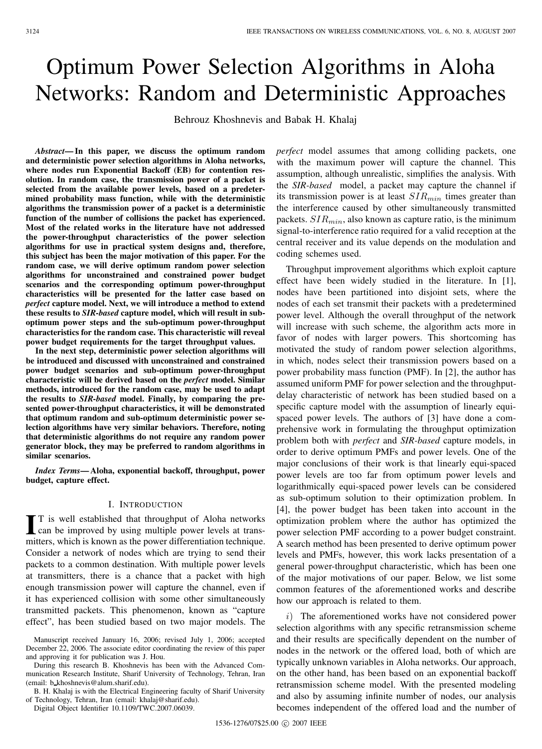# Optimum Power Selection Algorithms in Aloha Networks: Random and Deterministic Approaches

Behrouz Khoshnevis and Babak H. Khalaj

***Abstract*— In this paper, we discuss the optimum random and deterministic power selection algorithms in Aloha networks, where nodes run Exponential Backoff (EB) for contention resolution. In random case, the transmission power of a packet is selected from the available power levels, based on a predetermined probability mass function, while with the deterministic algorithms the transmission power of a packet is a deterministic function of the number of collisions the packet has experienced. Most of the related works in the literature have not addressed the power-throughput characteristics of the power selection algorithms for use in practical system designs and, therefore, this subject has been the major motivation of this paper. For the random case, we will derive optimum random power selection algorithms for unconstrained and constrained power budget scenarios and the corresponding optimum power-throughput characteristics will be presented for the latter case based on *perfect* capture model. Next, we will introduce a method to extend these results to *SIR-based* capture model, which will result in sub-optimum power steps and the sub-optimum power-throughput characteristics for the random case. This characteristic will reveal power budget requirements for the target throughput values.**

**In the next step, deterministic power selection algorithms will be introduced and discussed with unconstrained and constrained power budget scenarios and sub-optimum power-throughput characteristic will be derived based on the *perfect* model. Similar methods, introduced for the random case, may be used to adapt the results to *SIR-based* model. Finally, by comparing the presented power-throughput characteristics, it will be demonstrated that optimum random and sub-optimum deterministic power selection algorithms have very similar behaviors. Therefore, noting that deterministic algorithms do not require any random power generator block, they may be preferred to random algorithms in similar scenarios.**

***Index Terms*— Aloha, exponential backoff, throughput, power budget, capture effect.**

## I. Introduction

It is well established that throughput of Aloha networks can be improved by using multiple power levels at transmitters, which is known as the power differentiation technique. Consider a network of nodes which are trying to send their packets to a common destination. With multiple power levels at transmitters, there is a chance that a packet with high enough transmission power will capture the channel, even if it has experienced collision with some other simultaneously transmitted packets. This phenomenon, known as "capture effect", has been studied based on two major models. The *perfect* model assumes that among colliding packets, one with the maximum power will capture the channel. This assumption, although unrealistic, simplifies the analysis. With the *SIR-based* model, a packet may capture the channel if its transmission power is at least $SIR_{min}$ times greater than the interference caused by other simultaneously transmitted packets. $SIR_{min}$, also known as capture ratio, is the minimum signal-to-interference ratio required for a valid reception at the central receiver and its value depends on the modulation and coding schemes used.

Throughput improvement algorithms which exploit capture effect have been widely studied in the literature. In [1], nodes have been partitioned into disjoint sets, where the nodes of each set transmit their packets with a predetermined power level. Although the overall throughput of the network will increase with such scheme, the algorithm acts more in favor of nodes with larger powers. This shortcoming has motivated the study of random power selection algorithms, in which, nodes select their transmission powers based on a power probability mass function (PMF). In [2], the author has assumed uniform PMF for power selection and the throughput-delay characteristic of network has been studied based on a specific capture model with the assumption of linearly equi-spaced power levels. The authors of [3] have done a comprehensive work in formulating the throughput optimization problem both with *perfect* and *SIR-based* capture models, in order to derive optimum PMFs and power levels. One of the major conclusions of their work is that linearly equi-spaced power levels are too far from optimum power levels and logarithmically equi-spaced power levels can be considered as sub-optimum solution to their optimization problem. In [4], the power budget has been taken into account in the optimization problem where the author has optimized the power selection PMF according to a power budget constraint. A search method has been presented to derive optimum power levels and PMFs, however, this work lacks presentation of a general power-throughput characteristic, which has been one of the major motivations of our paper. Below, we list some common features of the aforementioned works and describe how our approach is related to them.

*i)* The aforementioned works have not considered power selection algorithms with any specific retransmission scheme and their results are specifically dependent on the number of nodes in the network or the offered load, both of which are typically unknown variables in Aloha networks. Our approach, on the other hand, has been based on an exponential backoff retransmission scheme model. With the presented modeling and also by assuming infinite number of nodes, our analysis becomes independent of the offered load and the number of

Manuscript received January 16, 2006; revised July 1, 2006; accepted December 22, 2006. The associate editor coordinating the review of this paper and approving it for publication was J. Hou.

During this research B. Khoshnevis has been with the Advanced Communication Research Institute, Sharif University of Technology, Tehran, Iran (email: b_khoshnevis@alum.sharif.edu).

B. H. Khalaj is with the Electrical Engineering faculty of Sharif University of Technology, Tehran, Iran (email: khalaj@sharif.edu).

Digital Object Identifier 10.1109/TWC.2007.06039.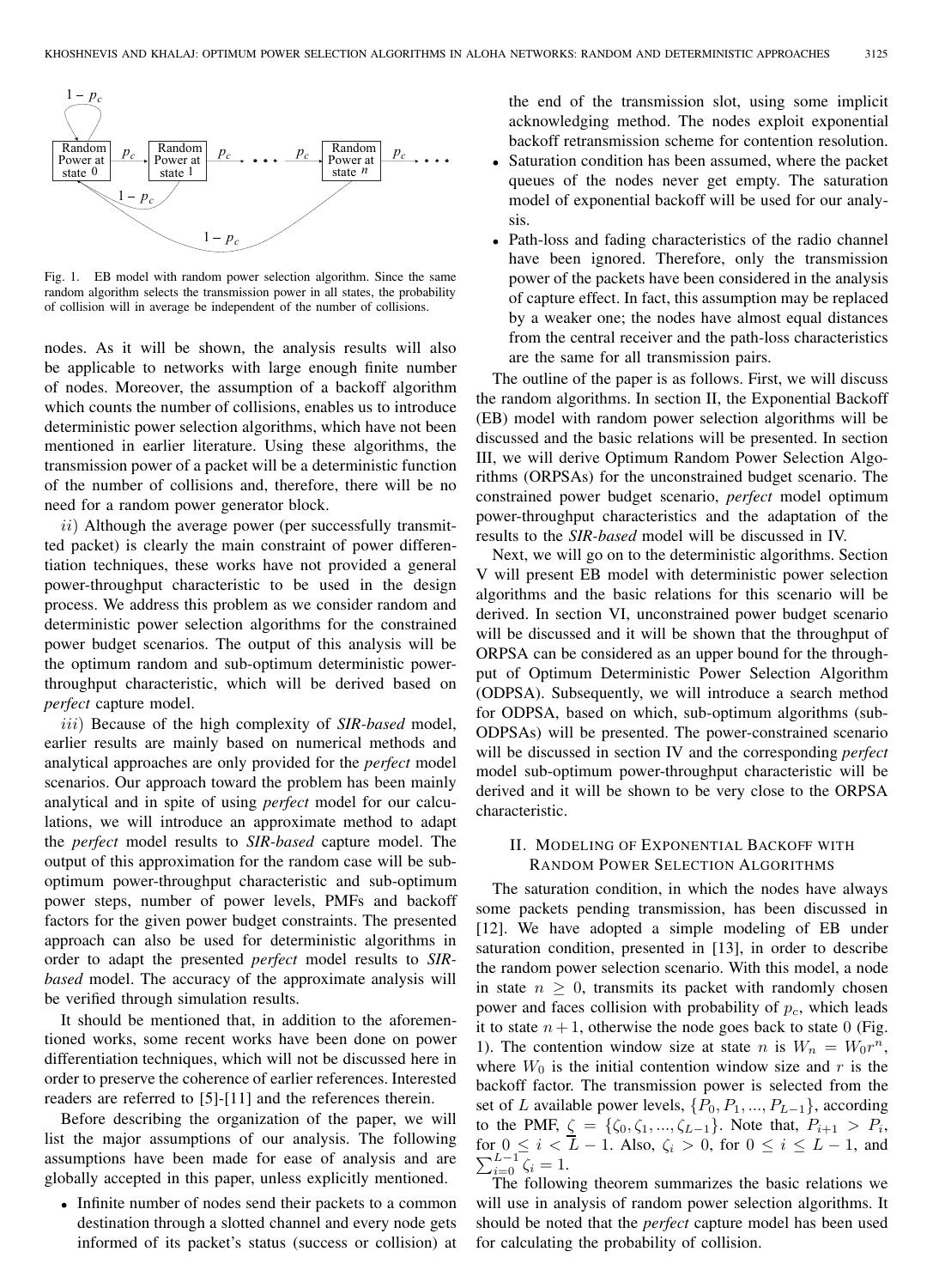Fig. 1. EB model with random power selection algorithm. Since the same random algorithm selects the transmission power in all states, the probability of collision will in average be independent of the number of collisions.

nodes. As it will be shown, the analysis results will also be applicable to networks with large enough finite number of nodes. Moreover, the assumption of a backoff algorithm which counts the number of collisions, enables us to introduce deterministic power selection algorithms, which have not been mentioned in earlier literature. Using these algorithms, the transmission power of a packet will be a deterministic function of the number of collisions and, therefore, there will be no need for a random power generator block.

$ii)$ Although the average power (per successfully transmitted packet) is clearly the main constraint of power differentiation techniques, these works have not provided a general power-throughput characteristic to be used in the design process. We address this problem as we consider random and deterministic power selection algorithms for the constrained power budget scenarios. The output of this analysis will be the optimum random and sub-optimum deterministic power-throughput characteristic, which will be derived based on *perfect* capture model.

$iii)$ Because of the high complexity of ***SIR-based*** model, earlier results are mainly based on numerical methods and analytical approaches are only provided for the *perfect* model scenarios. Our approach toward the problem has been mainly analytical and in spite of using *perfect* model for our calculations, we will introduce an approximate method to adapt the *perfect* model results to ***SIR-based*** capture model. The output of this approximation for the random case will be sub-optimum power-throughput characteristic and sub-optimum power steps, number of power levels, PMFs and backoff factors for the given power budget constraints. The presented approach can also be used for deterministic algorithms in order to adapt the presented *perfect* model results to ***SIR-based*** model. The accuracy of the approximate analysis will be verified through simulation results.

It should be mentioned that, in addition to the aforementioned works, some recent works have been done on power differentiation techniques, which will not be discussed here in order to preserve the coherence of earlier references. Interested readers are referred to [5]-[11] and the references therein.

Before describing the organization of the paper, we will list the major assumptions of our analysis. The following assumptions have been made for ease of analysis and are globally accepted in this paper, unless explicitly mentioned.

- Infinite number of nodes send their packets to a common destination through a slotted channel and every node gets informed of its packet's status (success or collision) at the end of the transmission slot, using some implicit acknowledging method. The nodes exploit exponential backoff retransmission scheme for contention resolution.
- Saturation condition has been assumed, where the packet queues of the nodes never get empty. The saturation model of exponential backoff will be used for our analysis.
- Path-loss and fading characteristics of the radio channel have been ignored. Therefore, only the transmission power of the packets have been considered in the analysis of capture effect. In fact, this assumption may be replaced by a weaker one; the nodes have almost equal distances from the central receiver and the path-loss characteristics are the same for all transmission pairs.

The outline of the paper is as follows. First, we will discuss the random algorithms. In section II, the Exponential Backoff (EB) model with random power selection algorithms will be discussed and the basic relations will be presented. In section III, we will derive Optimum Random Power Selection Algorithms (ORPSAs) for the unconstrained budget scenario. The constrained power budget scenario, *perfect* model optimum power-throughput characteristics and the adaptation of the results to the ***SIR-based*** model will be discussed in IV.

Next, we will go on to the deterministic algorithms. Section V will present EB model with deterministic power selection algorithms and the basic relations for this scenario will be derived. In section VI, unconstrained power budget scenario will be discussed and it will be shown that the throughput of ORPSA can be considered as an upper bound for the throughput of Optimum Deterministic Power Selection Algorithm (ODPSA). Subsequently, we will introduce a search method for ODPSA, based on which, sub-optimum algorithms (sub-ODPSAs) will be presented. The power-constrained scenario will be discussed in section IV and the corresponding *perfect* model sub-optimum power-throughput characteristic will be derived and it will be shown to be very close to the ORPSA characteristic.

## II. Modeling of Exponential Backoff with Random Power Selection Algorithms

The saturation condition, in which the nodes have always some packets pending transmission, has been discussed in [12]. We have adopted a simple modeling of EB under saturation condition, presented in [13], in order to describe the random power selection scenario. With this model, a node in state $n \geq 0$, transmits its packet with randomly chosen power and faces collision with probability of $p_c$, which leads it to state $n+1$, otherwise the node goes back to state 0 (Fig. 1). The contention window size at state $n$ is $W_n = W_0 r^n$, where $W_0$ is the initial contention window size and $r$ is the backoff factor. The transmission power is selected from the set of $L$ available power levels, $\{P_0, P_1, ..., P_{L-1}\}$, according to the PMF, $\underline{\zeta} = \{\zeta_0, \zeta_1, ..., \zeta_{L-1}\}$. Note that, $P_{i+1} > P_i$, for $0 \leq i < L-1$. Also, $\zeta_i > 0$, for $0 \leq i \leq L-1$, and $\sum_{i=0}^{L-1} \zeta_i = 1$.

The following theorem summarizes the basic relations we will use in analysis of random power selection algorithms. It should be noted that the *perfect* capture model has been used for calculating the probability of collision.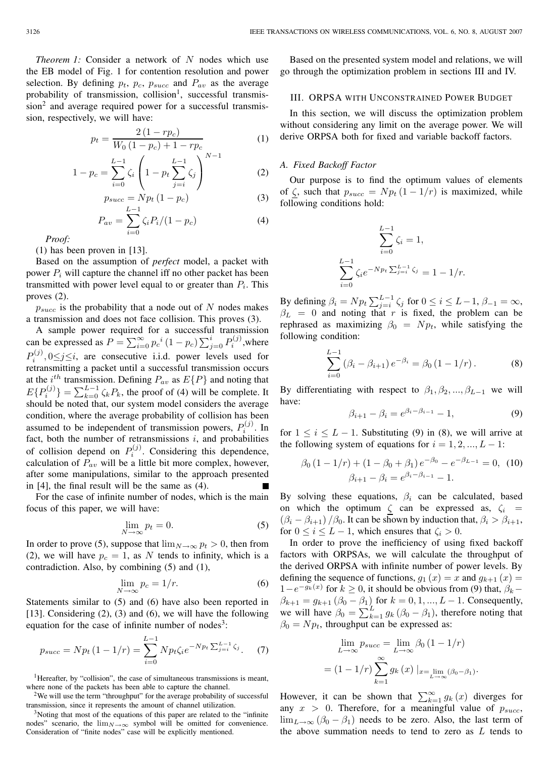*Theorem 1:* Consider a network of $N$ nodes which use the EB model of Fig. 1 for contention resolution and power selection. By defining $p_t$, $p_c$, $p_{succ}$ and $P_{av}$ as the average probability of transmission, collision[1], successful transmission[2] and average required power for a successful transmission, respectively, we will have:

$$p_t = \frac{2(1 - rp_c)}{W_0(1 - p_c) + 1 - rp_c} \tag{1}$$

$$1 - p_c = \sum_{i=0}^{L-1} \zeta_i \left(1 - p_t \sum_{j=i}^{L-1} \zeta_j\right)^{N-1} \tag{2}$$

$$p_{succ} = Np_t(1 - p_c) \tag{3}$$

$$P_{av} = \sum_{i=0}^{L-1} \zeta_i P_i / (1 - p_c) \tag{4}$$

*Proof:*

(1) has been proven in [13].

Based on the assumption of *perfect* model, a packet with power $P_i$ will capture the channel iff no other packet has been transmitted with power level equal to or greater than $P_i$. This proves (2).

$p_{succ}$ is the probability that a node out of $N$ nodes makes a transmission and does not face collision. This proves (3).

A sample power required for a successful transmission can be expressed as $P = \sum_{i=0}^{\infty} {p_c}^i (1 - p_c) \sum_{j=0}^{i} P_i^{(j)}$, where $P_i^{(j)}, 0 \leq j \leq i$, are consecutive i.i.d. power levels used for retransmitting a packet until a successful transmission occurs at the $i^{th}$ transmission. Defining $P_{av}$ as $E\{P\}$ and noting that $E\{P_i^{(j)}\} = \sum_{k=0}^{L-1} \zeta_k P_k$, the proof of (4) will be complete. It should be noted that, our system model considers the average condition, where the average probability of collision has been assumed to be independent of transmission powers, $P_i^{(j)}$. In fact, both the number of retransmissions $i$, and probabilities of collision depend on $P_i^{(j)}$. Considering this dependence, calculation of $P_{av}$ will be a little bit more complex, however, after some manipulations, similar to the approach presented in [4], the final result will be the same as (4). ■

For the case of infinite number of nodes, which is the main focus of this paper, we will have:

$$\lim_{N \to \infty} p_t = 0. \tag{5}$$

In order to prove (5), suppose that $\lim_{N \to \infty} p_t > 0$, then from (2), we will have $p_c = 1$, as $N$ tends to infinity, which is a contradiction. Also, by combining (5) and (1),

$$\lim_{N \to \infty} p_c = 1/r. \tag{6}$$

Statements similar to (5) and (6) have also been reported in [13]. Considering (2), (3) and (6), we will have the following equation for the case of infinite number of nodes[3]:

$$p_{succ} = Np_t(1 - 1/r) = \sum_{i=0}^{L-1} Np_t \zeta_i e^{-Np_t \sum_{j=i}^{L-1} \zeta_j}. \tag{7}$$

[1] Hereafter, by "collision", the case of simultaneous transmissions is meant, where none of the packets has been able to capture the channel.

[2] We will use the term "throughput" for the average probability of successful transmission, since it represents the amount of channel utilization.

[3] Noting that most of the equations of this paper are related to the "infinite nodes" scenario, the $\lim_{N \to \infty}$ symbol will be omitted for convenience. Consideration of "finite nodes" case will be explicitly mentioned.

Based on the presented system model and relations, we will go through the optimization problem in sections III and IV.

## III. ORPSA with Unconstrained Power Budget

In this section, we will discuss the optimization problem without considering any limit on the average power. We will derive ORPSA both for fixed and variable backoff factors.

### A. Fixed Backoff Factor

Our purpose is to find the optimum values of elements of $\zeta$, such that $p_{succ} = Np_t(1 - 1/r)$ is maximized, while following conditions hold:

$$\sum_{i=0}^{L-1} \zeta_i = 1,$$

$$\sum_{i=0}^{L-1} \zeta_i e^{-Np_t \sum_{j=i}^{L-1} \zeta_j} = 1 - 1/r.$$

By defining $\beta_i = Np_t \sum_{j=i}^{L-1} \zeta_j$ for $0 \leq i \leq L-1$, $\beta_{-1} = \infty$, $\beta_L = 0$ and noting that $r$ is fixed, the problem can be rephrased as maximizing $\beta_0 = Np_t$, while satisfying the following condition:

$$\sum_{i=0}^{L-1} (\beta_i - \beta_{i+1}) e^{-\beta_i} = \beta_0 (1 - 1/r). \tag{8}$$

By differentiating with respect to $\beta_1, \beta_2, ..., \beta_{L-1}$ we will have:

$$\beta_{i+1} - \beta_i = e^{\beta_i - \beta_{i-1}} - 1, \tag{9}$$

for $1 \leq i \leq L-1$. Substituting (9) in (8), we will arrive at the following system of equations for $i = 1, 2, ..., L-1$:

$$\beta_0(1 - 1/r) + (1 - \beta_0 + \beta_1) e^{-\beta_0} - e^{-\beta_{L-1}} = 0, \tag{10}$$
$$\beta_{i+1} - \beta_i = e^{\beta_i - \beta_{i-1}} - 1.$$

By solving these equations, $\beta_i$ can be calculated, based on which the optimum $\underline{\zeta}$ can be expressed as, $\zeta_i = (\beta_i - \beta_{i+1})/\beta_0$. It can be shown by induction that, $\beta_i > \beta_{i+1}$, for $0 \leq i \leq L-1$, which ensures that $\zeta_i > 0$.

In order to prove the inefficiency of using fixed backoff factors with ORPSAs, we will calculate the throughput of the derived ORPSA with infinite number of power levels. By defining the sequence of functions, $g_1(x) = x$ and $g_{k+1}(x) = 1 - e^{-g_k(x)}$ for $k \geq 0$, it should be obvious from (9) that, $\beta_k - \beta_{k+1} = g_{k+1}(\beta_0 - \beta_1)$ for $k = 0, 1, ..., L-1$. Consequently, we will have $\beta_0 = \sum_{k=1}^{L} g_k(\beta_0 - \beta_1)$, therefore noting that $\beta_0 = Np_t$, throughput can be expressed as:

$$\lim_{L \to \infty} p_{succ} = \lim_{L \to \infty} \beta_0 (1 - 1/r)$$
$$= (1 - 1/r) \sum_{k=1}^{\infty} g_k(x) \left.\right|_{x = \lim_{L \to \infty} (\beta_0 - \beta_1)}.$$

However, it can be shown that $\sum_{k=1}^{\infty} g_k(x)$ diverges for any $x > 0$. Therefore, for a meaningful value of $p_{succ}$, $\lim_{L \to \infty} (\beta_0 - \beta_1)$ needs to be zero. Also, the last term of the above summation needs to tend to zero as $L$ tends to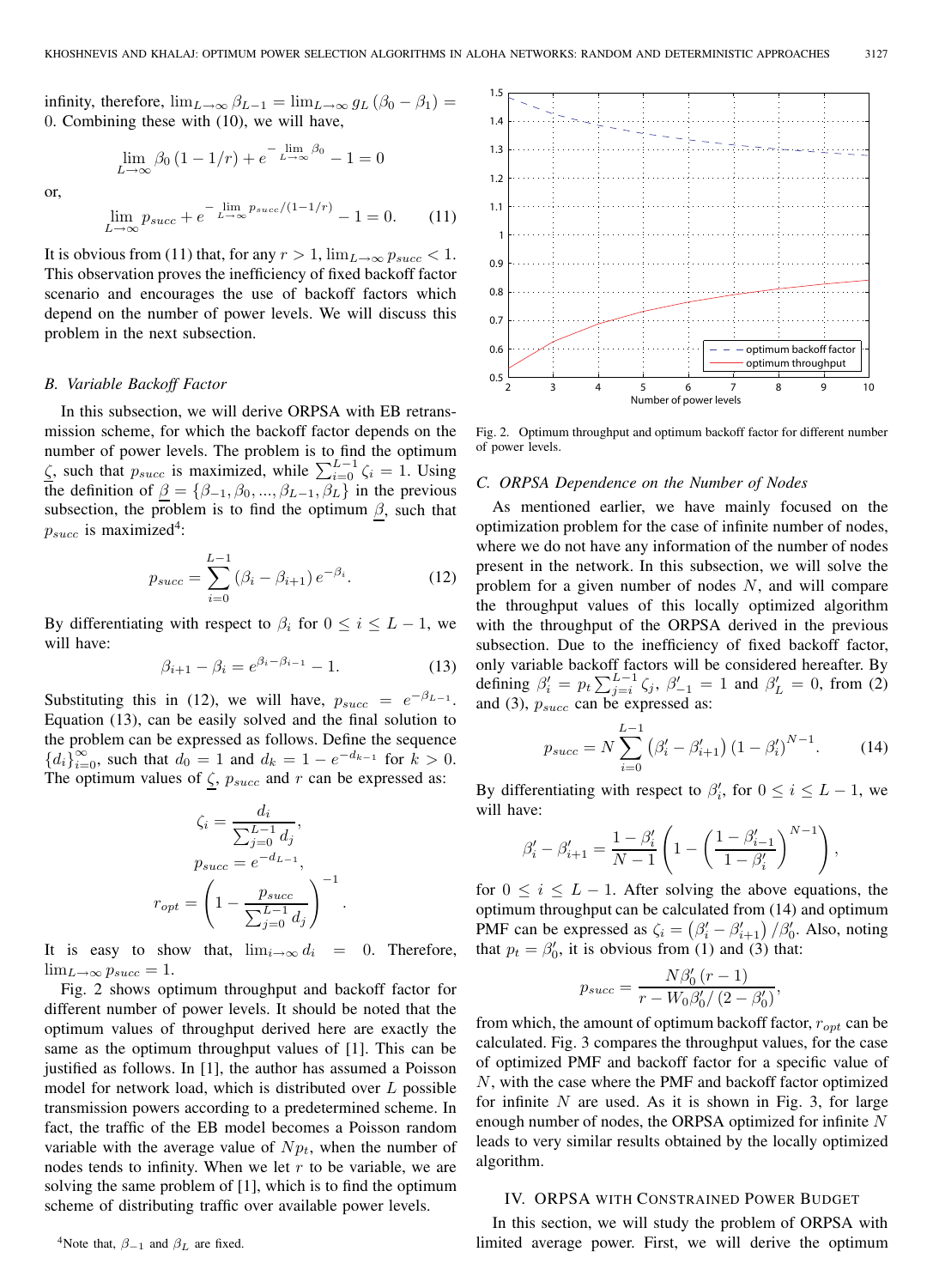infinity, therefore, $\lim_{L\to\infty} \beta_{L-1} = \lim_{L\to\infty} g_L(\beta_0 - \beta_1) = 0$. Combining these with (10), we will have,

$$\lim_{L\to\infty} \beta_0 (1 - 1/r) + e^{-\lim_{L\to\infty} \beta_0} - 1 = 0$$

or,

$$\lim_{L\to\infty} p_{succ} + e^{-\lim_{L\to\infty} p_{succ}/(1-1/r)} - 1 = 0. \quad (11)$$

It is obvious from (11) that, for any $r > 1$, $\lim_{L\to\infty} p_{succ} < 1$. This observation proves the inefficiency of fixed backoff factor scenario and encourages the use of backoff factors which depend on the number of power levels. We will discuss this problem in the next subsection.

### B. Variable Backoff Factor

In this subsection, we will derive ORPSA with EB retransmission scheme, for which the backoff factor depends on the number of power levels. The problem is to find the optimum $\underline{\zeta}$, such that $p_{succ}$ is maximized, while $\sum_{i=0}^{L-1} \zeta_i = 1$. Using the definition of $\underline{\beta} = \{\beta_{-1}, \beta_0, ..., \beta_{L-1}, \beta_L\}$ in the previous subsection, the problem is to find the optimum $\underline{\beta}$, such that $p_{succ}$ is maximized[4]:

$$p_{succ} = \sum_{i=0}^{L-1} (\beta_i - \beta_{i+1}) e^{-\beta_i}. \quad (12)$$

By differentiating with respect to $\beta_i$ for $0 \le i \le L-1$, we will have:

$$\beta_{i+1} - \beta_i = e^{\beta_i - \beta_{i-1}} - 1. \quad (13)$$

Substituting this in (12), we will have, $p_{succ} = e^{-\beta_{L-1}}$. Equation (13), can be easily solved and the final solution to the problem can be expressed as follows. Define the sequence $\{d_i\}_{i=0}^{\infty}$, such that $d_0 = 1$ and $d_k = 1 - e^{-d_{k-1}}$ for $k > 0$. The optimum values of $\underline{\zeta}$, $p_{succ}$ and $r$ can be expressed as:

$$\zeta_i = \frac{d_i}{\sum_{j=0}^{L-1} d_j},$$

$$p_{succ} = e^{-d_{L-1}},$$

$$r_{opt} = \left(1 - \frac{p_{succ}}{\sum_{j=0}^{L-1} d_j}\right)^{-1}.$$

It is easy to show that, $\lim_{i\to\infty} d_i = 0$. Therefore, $\lim_{L\to\infty} p_{succ} = 1$.

Fig. 2 shows optimum throughput and backoff factor for different number of power levels. It should be noted that the optimum values of throughput derived here are exactly the same as the optimum throughput values of [1]. This can be justified as follows. In [1], the author has assumed a Poisson model for network load, which is distributed over $L$ possible transmission powers according to a predetermined scheme. In fact, the traffic of the EB model becomes a Poisson random variable with the average value of $Np_t$, when the number of nodes tends to infinity. When we let $r$ to be variable, we are solving the same problem of [1], which is to find the optimum scheme of distributing traffic over available power levels.

[4]Note that, $\beta_{-1}$ and $\beta_L$ are fixed.

Fig. 2. Optimum throughput and optimum backoff factor for different number of power levels.

### C. ORPSA Dependence on the Number of Nodes

As mentioned earlier, we have mainly focused on the optimization problem for the case of infinite number of nodes, where we do not have any information of the number of nodes present in the network. In this subsection, we will solve the problem for a given number of nodes $N$, and will compare the throughput values of this locally optimized algorithm with the throughput of the ORPSA derived in the previous subsection. Due to the inefficiency of fixed backoff factor, only variable backoff factors will be considered hereafter. By defining $\beta'_i = p_t \sum_{j=i}^{L-1} \zeta_j$, $\beta'_{-1} = 1$ and $\beta'_L = 0$, from (2) and (3), $p_{succ}$ can be expressed as:

$$p_{succ} = N \sum_{i=0}^{L-1} \left(\beta'_i - \beta'_{i+1}\right) \left(1 - \beta'_i\right)^{N-1}. \quad (14)$$

By differentiating with respect to $\beta'_i$, for $0 \le i \le L-1$, we will have:

$$\beta'_i - \beta'_{i+1} = \frac{1 - \beta'_i}{N-1} \left(1 - \left(\frac{1 - \beta'_{i-1}}{1 - \beta'_i}\right)^{N-1}\right),$$

for $0 \le i \le L-1$. After solving the above equations, the optimum throughput can be calculated from (14) and optimum PMF can be expressed as $\zeta_i = \left(\beta'_i - \beta'_{i+1}\right)/\beta'_0$. Also, noting that $p_t = \beta'_0$, it is obvious from (1) and (3) that:

$$p_{succ} = \frac{N\beta'_0 (r-1)}{r - W_0 \beta'_0 / (2 - \beta'_0)},$$

from which, the amount of optimum backoff factor, $r_{opt}$ can be calculated. Fig. 3 compares the throughput values, for the case of optimized PMF and backoff factor for a specific value of $N$, with the case where the PMF and backoff factor optimized for infinite $N$ are used. As it is shown in Fig. 3, for large enough number of nodes, the ORPSA optimized for infinite $N$ leads to very similar results obtained by the locally optimized algorithm.

## IV. ORPSA with Constrained Power Budget

In this section, we will study the problem of ORPSA with limited average power. First, we will derive the optimum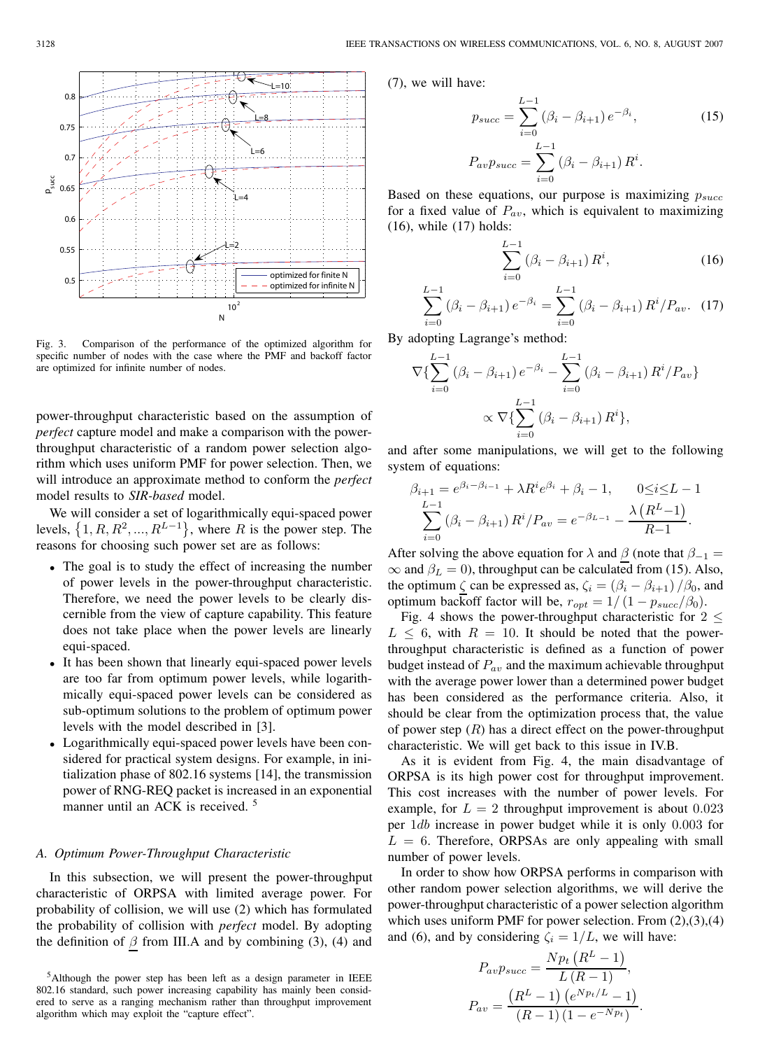Fig. 3. Comparison of the performance of the optimized algorithm for specific number of nodes with the case where the PMF and backoff factor are optimized for infinite number of nodes.

power-throughput characteristic based on the assumption of *perfect* capture model and make a comparison with the power-throughput characteristic of a random power selection algorithm which uses uniform PMF for power selection. Then, we will introduce an approximate method to conform the *perfect* model results to *SIR-based* model.

We will consider a set of logarithmically equi-spaced power levels, $\{1, R, R^2, ..., R^{L-1}\}$, where $R$ is the power step. The reasons for choosing such power set are as follows:

- The goal is to study the effect of increasing the number of power levels in the power-throughput characteristic. Therefore, we need the power levels to be clearly discernible from the view of capture capability. This feature does not take place when the power levels are linearly equi-spaced.
- It has been shown that linearly equi-spaced power levels are too far from optimum power levels, while logarithmically equi-spaced power levels can be considered as sub-optimum solutions to the problem of optimum power levels with the model described in [3].
- Logarithmically equi-spaced power levels have been considered for practical system designs. For example, in initialization phase of 802.16 systems [14], the transmission power of RNG-REQ packet is increased in an exponential manner until an ACK is received. [5]

### A. Optimum Power-Throughput Characteristic

In this subsection, we will present the power-throughput characteristic of ORPSA with limited average power. For probability of collision, we will use (2) which has formulated the probability of collision with *perfect* model. By adopting the definition of $\beta$ from III.A and by combining (3), (4) and (7), we will have:

$$p_{succ} = \sum_{i=0}^{L-1} (\beta_i - \beta_{i+1}) e^{-\beta_i}, \tag{15}$$

$$P_{av} p_{succ} = \sum_{i=0}^{L-1} (\beta_i - \beta_{i+1}) R^i.$$

Based on these equations, our purpose is maximizing $p_{succ}$ for a fixed value of $P_{av}$, which is equivalent to maximizing (16), while (17) holds:

$$\sum_{i=0}^{L-1} (\beta_i - \beta_{i+1}) R^i, \tag{16}$$

$$\sum_{i=0}^{L-1} (\beta_i - \beta_{i+1}) e^{-\beta_i} = \sum_{i=0}^{L-1} (\beta_i - \beta_{i+1}) R^i / P_{av}. \tag{17}$$

By adopting Lagrange's method:

$$\nabla \{ \sum_{i=0}^{L-1} (\beta_i - \beta_{i+1}) e^{-\beta_i} - \sum_{i=0}^{L-1} (\beta_i - \beta_{i+1}) R^i / P_{av} \} \propto \nabla \{ \sum_{i=0}^{L-1} (\beta_i - \beta_{i+1}) R^i \},$$

and after some manipulations, we will get to the following system of equations:

$$\beta_{i+1} = e^{\beta_i - \beta_{i-1}} + \lambda R^i e^{\beta_i} + \beta_i - 1, \qquad 0 \le i \le L-1$$

$$\sum_{i=0}^{L-1} (\beta_i - \beta_{i+1}) R^i / P_{av} = e^{-\beta_{L-1}} - \frac{\lambda (R^L - 1)}{R - 1}.$$

After solving the above equation for $\lambda$ and $\beta$ (note that $\beta_{-1} = \infty$ and $\beta_L = 0$), throughput can be calculated from (15). Also, the optimum $\zeta$ can be expressed as, $\zeta_i = (\beta_i - \beta_{i+1}) / \beta_0$, and optimum backoff factor will be, $r_{opt} = 1 / (1 - p_{succ}/\beta_0)$.

Fig. 4 shows the power-throughput characteristic for $2 \le L \le 6$, with $R = 10$. It should be noted that the power-throughput characteristic is defined as a function of power budget instead of $P_{av}$ and the maximum achievable throughput with the average power lower than a determined power budget has been considered as the performance criteria. Also, it should be clear from the optimization process that, the value of power step ($R$) has a direct effect on the power-throughput characteristic. We will get back to this issue in IV.B.

As it is evident from Fig. 4, the main disadvantage of ORPSA is its high power cost for throughput improvement. This cost increases with the number of power levels. For example, for $L = 2$ throughput improvement is about 0.023 per $1db$ increase in power budget while it is only 0.003 for $L = 6$. Therefore, ORPSAs are only appealing with small number of power levels.

In order to show how ORPSA performs in comparison with other random power selection algorithms, we will derive the power-throughput characteristic of a power selection algorithm which uses uniform PMF for power selection. From (2),(3),(4) and (6), and by considering $\zeta_i = 1/L$, we will have:

$$P_{av} p_{succ} = \frac{N p_t (R^L - 1)}{L (R - 1)},$$

$$P_{av} = \frac{(R^L - 1)(e^{N p_t / L} - 1)}{(R - 1)(1 - e^{-N p_t})}.$$

[5] Although the power step has been left as a design parameter in IEEE 802.16 standard, such power increasing capability has mainly been considered to serve as a ranging mechanism rather than throughput improvement algorithm which may exploit the "capture effect".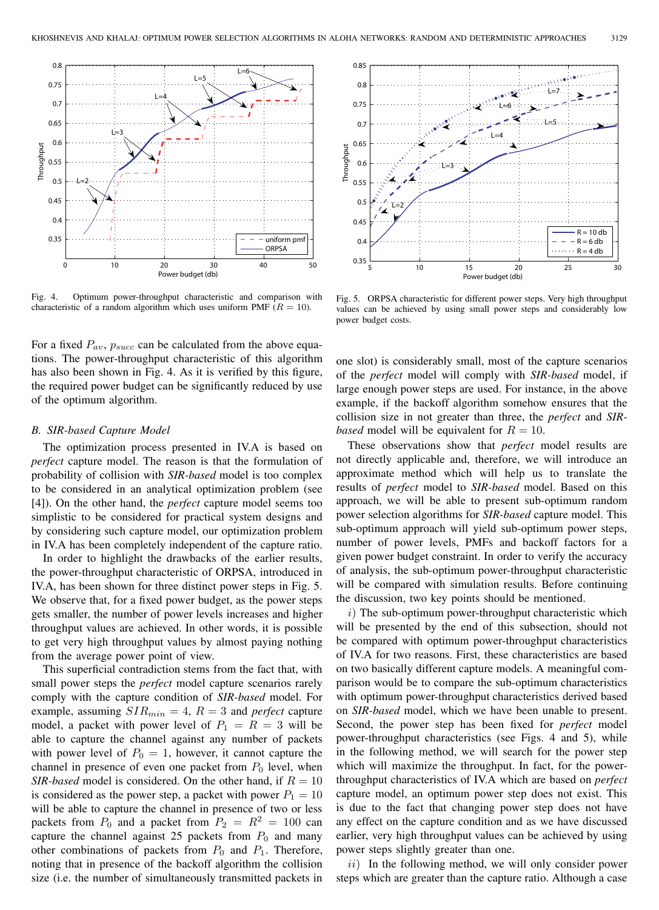Fig. 4. Optimum power-throughput characteristic and comparison with characteristic of a random algorithm which uses uniform PMF ($R = 10$).

Fig. 5. ORPSA characteristic for different power steps. Very high throughput values can be achieved by using small power steps and considerably low power budget costs.

For a fixed $P_{av}$, $p_{succ}$ can be calculated from the above equations. The power-throughput characteristic of this algorithm has also been shown in Fig. 4. As it is verified by this figure, the required power budget can be significantly reduced by use of the optimum algorithm.

### B. SIR-based Capture Model

The optimization process presented in IV.A is based on *perfect* capture model. The reason is that the formulation of probability of collision with *SIR-based* model is too complex to be considered in an analytical optimization problem (see [4]). On the other hand, the *perfect* capture model seems too simplistic to be considered for practical system designs and by considering such capture model, our optimization problem in IV.A has been completely independent of the capture ratio.

In order to highlight the drawbacks of the earlier results, the power-throughput characteristic of ORPSA, introduced in IV.A, has been shown for three distinct power steps in Fig. 5. We observe that, for a fixed power budget, as the power steps gets smaller, the number of power levels increases and higher throughput values are achieved. In other words, it is possible to get very high throughput values by almost paying nothing from the average power point of view.

This superficial contradiction stems from the fact that, with small power steps the *perfect* model capture scenarios rarely comply with the capture condition of *SIR-based* model. For example, assuming $SIR_{min} = 4$, $R = 3$ and *perfect* capture model, a packet with power level of $P_1 = R = 3$ will be able to capture the channel against any number of packets with power level of $P_0 = 1$, however, it cannot capture the channel in presence of even one packet from $P_0$ level, when *SIR-based* model is considered. On the other hand, if $R = 10$ is considered as the power step, a packet with power $P_1 = 10$ will be able to capture the channel in presence of two or less packets from $P_0$ and a packet from $P_2 = R^2 = 100$ can capture the channel against 25 packets from $P_0$ and many other combinations of packets from $P_0$ and $P_1$. Therefore, noting that in presence of the backoff algorithm the collision size (i.e. the number of simultaneously transmitted packets in one slot) is considerably small, most of the capture scenarios of the *perfect* model will comply with *SIR-based* model, if large enough power steps are used. For instance, in the above example, if the backoff algorithm somehow ensures that the collision size in not greater than three, the *perfect* and *SIR-based* model will be equivalent for $R = 10$.

These observations show that *perfect* model results are not directly applicable and, therefore, we will introduce an approximate method which will help us to translate the results of *perfect* model to *SIR-based* model. Based on this approach, we will be able to present sub-optimum random power selection algorithms for *SIR-based* capture model. This sub-optimum approach will yield sub-optimum power steps, number of power levels, PMFs and backoff factors for a given power budget constraint. In order to verify the accuracy of analysis, the sub-optimum power-throughput characteristic will be compared with simulation results. Before continuing the discussion, two key points should be mentioned.

*i*) The sub-optimum power-throughput characteristic which will be presented by the end of this subsection, should not be compared with optimum power-throughput characteristics of IV.A for two reasons. First, these characteristics are based on two basically different capture models. A meaningful comparison would be to compare the sub-optimum characteristics with optimum power-throughput characteristics derived based on *SIR-based* model, which we have been unable to present. Second, the power step has been fixed for *perfect* model power-throughput characteristics (see Figs. 4 and 5), while in the following method, we will search for the power step which will maximize the throughput. In fact, for the power-throughput characteristics of IV.A which are based on *perfect* capture model, an optimum power step does not exist. This is due to the fact that changing power step does not have any effect on the capture condition and as we have discussed earlier, very high throughput values can be achieved by using power steps slightly greater than one.

*ii*) In the following method, we will only consider power steps which are greater than the capture ratio. Although a case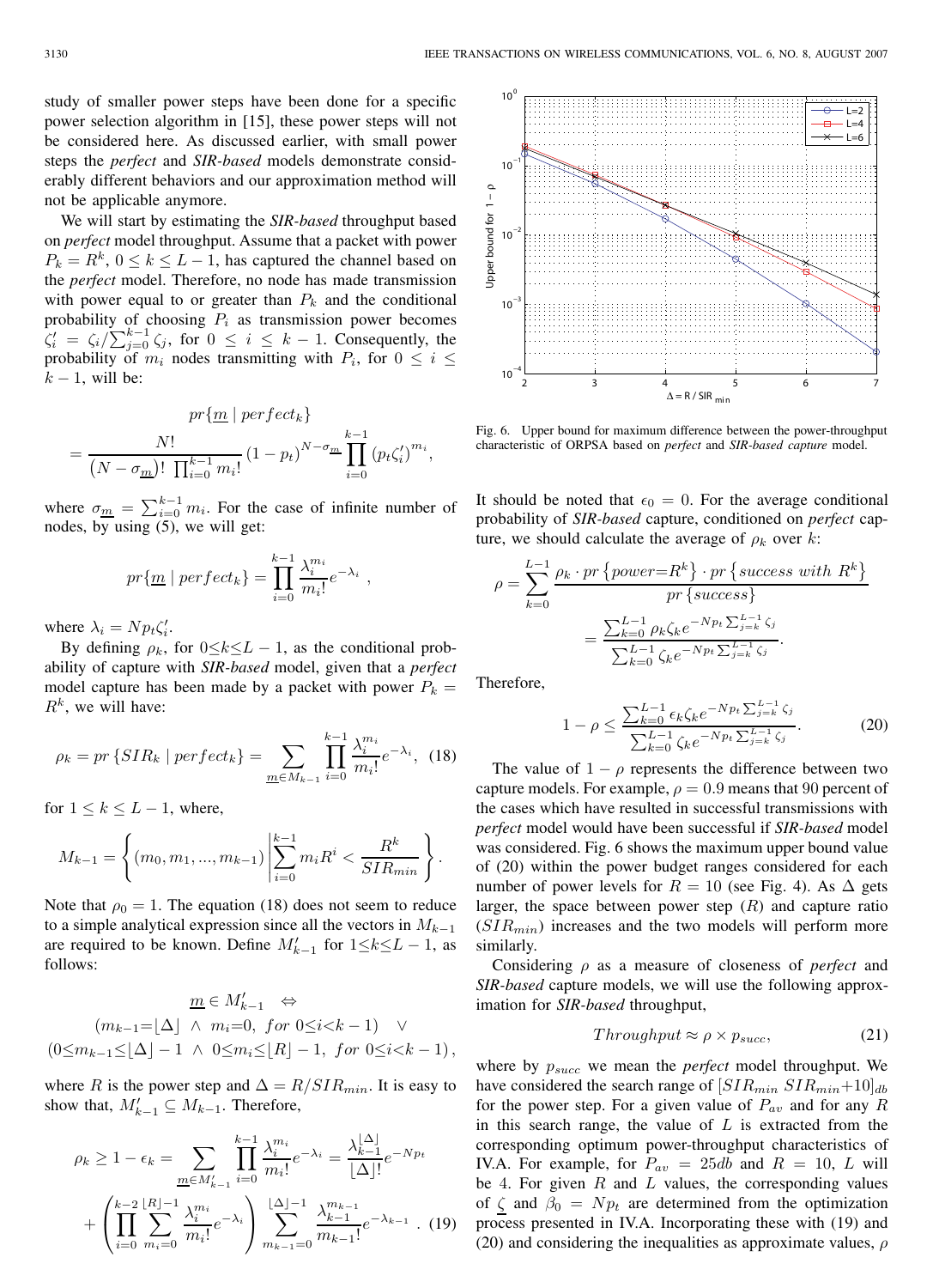study of smaller power steps have been done for a specific power selection algorithm in [15], these power steps will not be considered here. As discussed earlier, with small power steps the *perfect* and *SIR-based* models demonstrate considerably different behaviors and our approximation method will not be applicable anymore.

We will start by estimating the *SIR-based* throughput based on *perfect* model throughput. Assume that a packet with power $P_k = R^k$, $0 \le k \le L-1$, has captured the channel based on the *perfect* model. Therefore, no node has made transmission with power equal to or greater than $P_k$ and the conditional probability of choosing $P_i$ as transmission power becomes $\zeta_i' = \zeta_i / \sum_{j=0}^{k-1} \zeta_j$, for $0 \le i \le k-1$. Consequently, the probability of $m_i$ nodes transmitting with $P_i$, for $0 \le i \le k-1$, will be:

$$pr\{\underline{m} \mid perfect_k\} = \frac{N!}{(N-\sigma_{\underline{m}})! \, \prod_{i=0}^{k-1} m_i!} (1-p_t)^{N-\sigma_{\underline{m}}} \prod_{i=0}^{k-1} (p_t \zeta_i')^{m_i},$$

where $\sigma_{\underline{m}} = \sum_{i=0}^{k-1} m_i$. For the case of infinite number of nodes, by using (5), we will get:

$$pr\{\underline{m} \mid perfect_k\} = \prod_{i=0}^{k-1} \frac{\lambda_i^{m_i}}{m_i!} e^{-\lambda_i} ,$$

where $\lambda_i = N p_t \zeta_i'$.

By defining $\rho_k$, for $0 \le k \le L-1$, as the conditional probability of capture with *SIR-based* model, given that a *perfect* model capture has been made by a packet with power $P_k = R^k$, we will have:

$$\rho_k = pr\{SIR_k \mid perfect_k\} = \sum_{\underline{m} \in M_{k-1}} \prod_{i=0}^{k-1} \frac{\lambda_i^{m_i}}{m_i!} e^{-\lambda_i}, \quad (18)$$

for $1 \le k \le L-1$, where,

$$M_{k-1} = \left\{ (m_0, m_1, ..., m_{k-1}) \left| \sum_{i=0}^{k-1} m_i R^i < \frac{R^k}{SIR_{min}} \right. \right\}.$$

Note that $\rho_0 = 1$. The equation (18) does not seem to reduce to a simple analytical expression since all the vectors in $M_{k-1}$ are required to be known. Define $M'_{k-1}$ for $1 \le k \le L-1$, as follows:

$$\underline{m} \in M'_{k-1} \quad \Leftrightarrow$$
$$(m_{k-1} = \lfloor \Delta \rfloor \ \wedge \ m_i = 0, \ for \ 0 \le i < k-1) \quad \vee$$
$$(0 \le m_{k-1} \le \lfloor \Delta \rfloor - 1 \ \wedge \ 0 \le m_i \le \lfloor R \rfloor - 1, \ for \ 0 \le i < k-1),$$

where $R$ is the power step and $\Delta = R/SIR_{min}$. It is easy to show that, $M'_{k-1} \subseteq M_{k-1}$. Therefore,

$$\rho_k \ge 1 - \epsilon_k = \sum_{\underline{m} \in M'_{k-1}} \prod_{i=0}^{k-1} \frac{\lambda_i^{m_i}}{m_i!} e^{-\lambda_i} = \frac{\lambda_{k-1}^{\lfloor \Delta \rfloor}}{\lfloor \Delta \rfloor !} e^{-N p_t}$$
$$+ \left( \prod_{i=0}^{k-2} \sum_{m_i=0}^{\lfloor R \rfloor - 1} \frac{\lambda_i^{m_i}}{m_i!} e^{-\lambda_i} \right) \sum_{m_{k-1}=0}^{\lfloor \Delta \rfloor - 1} \frac{\lambda_{k-1}^{m_{k-1}}}{m_{k-1}!} e^{-\lambda_{k-1}} . \quad (19)$$

Fig. 6. Upper bound for maximum difference between the power-throughput characteristic of ORPSA based on *perfect* and *SIR-based capture* model.

It should be noted that $\epsilon_0 = 0$. For the average conditional probability of *SIR-based* capture, conditioned on *perfect* capture, we should calculate the average of $\rho_k$ over $k$:

$$\rho = \sum_{k=0}^{L-1} \frac{\rho_k \cdot pr\{power = R^k\} \cdot pr\{success \ with \ R^k\}}{pr\{success\}}$$
$$= \frac{\sum_{k=0}^{L-1} \rho_k \zeta_k e^{-N p_t \sum_{j=k}^{L-1} \zeta_j}}{\sum_{k=0}^{L-1} \zeta_k e^{-N p_t \sum_{j=k}^{L-1} \zeta_j}}.$$

Therefore,

$$1 - \rho \le \frac{\sum_{k=0}^{L-1} \epsilon_k \zeta_k e^{-N p_t \sum_{j=k}^{L-1} \zeta_j}}{\sum_{k=0}^{L-1} \zeta_k e^{-N p_t \sum_{j=k}^{L-1} \zeta_j}}. \quad (20)$$

The value of $1 - \rho$ represents the difference between two capture models. For example, $\rho = 0.9$ means that 90 percent of the cases which have resulted in successful transmissions with *perfect* model would have been successful if *SIR-based* model was considered. Fig. 6 shows the maximum upper bound value of (20) within the power budget ranges considered for each number of power levels for $R = 10$ (see Fig. 4). As $\Delta$ gets larger, the space between power step ($R$) and capture ratio ($SIR_{min}$) increases and the two models will perform more similarly.

Considering $\rho$ as a measure of closeness of *perfect* and *SIR-based* capture models, we will use the following approximation for *SIR-based* throughput,

$$Throughput \approx \rho \times p_{succ}, \quad (21)$$

where by $p_{succ}$ we mean the *perfect* model throughput. We have considered the search range of $[SIR_{min} \ SIR_{min}+10]_{db}$ for the power step. For a given value of $P_{av}$ and for any $R$ in this search range, the value of $L$ is extracted from the corresponding optimum power-throughput characteristics of IV.A. For example, for $P_{av} = 25db$ and $R = 10$, $L$ will be 4. For given $R$ and $L$ values, the corresponding values of $\underline{\zeta}$ and $\beta_0 = N p_t$ are determined from the optimization process presented in IV.A. Incorporating these with (19) and (20) and considering the inequalities as approximate values, $\rho$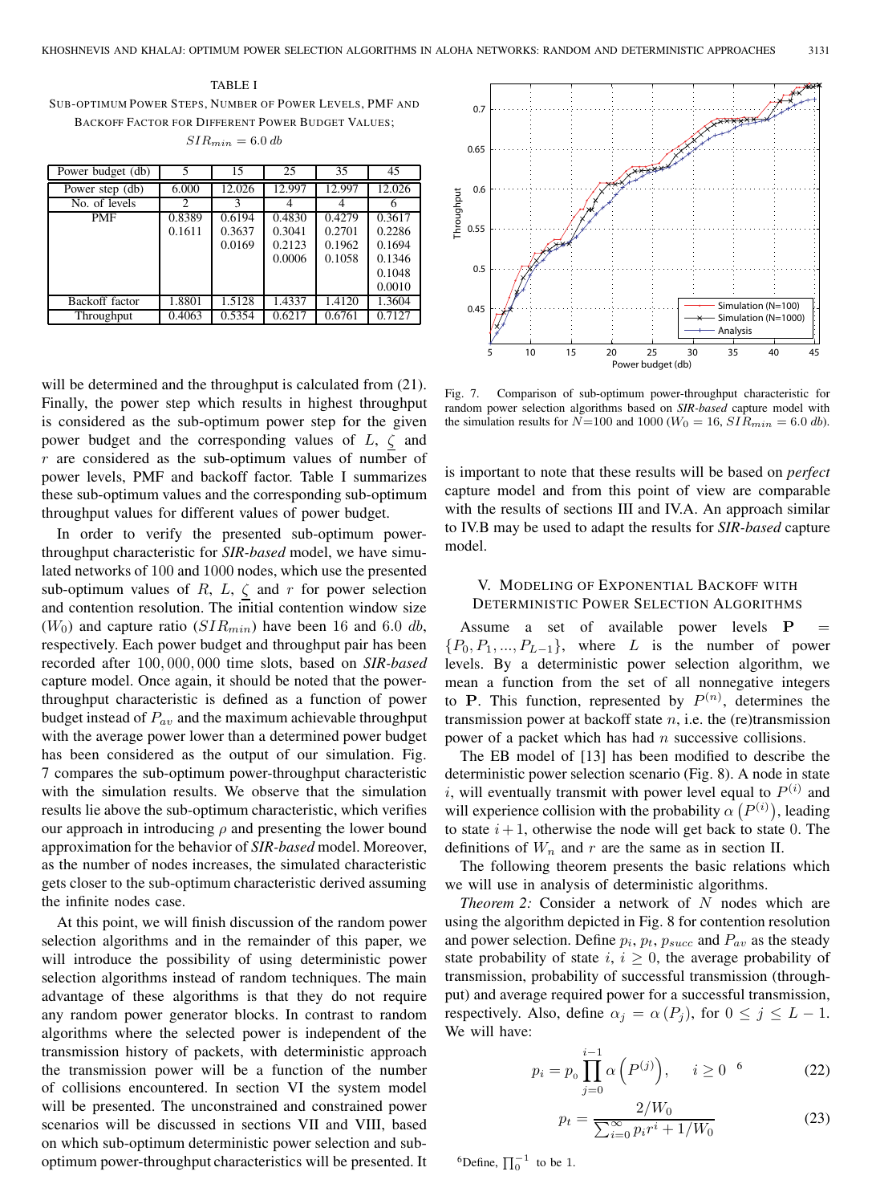TABLE I
SUB-OPTIMUM POWER STEPS, NUMBER OF POWER LEVELS, PMF AND BACKOFF FACTOR FOR DIFFERENT POWER BUDGET VALUES; $SIR_{min} = 6.0\ db$

| Power budget (db) | 5 | 15 | 25 | 35 | 45 |
|---|---|---|---|---|---|
| Power step (db) | 6.000 | 12.026 | 12.997 | 12.997 | 12.026 |
| No. of levels | 2 | 3 | 4 | 4 | 6 |
| PMF | 0.8389 | 0.6194 | 0.4830 | 0.4279 | 0.3617 |
| | 0.1611 | 0.3637 | 0.3041 | 0.2701 | 0.2286 |
| | | 0.0169 | 0.2123 | 0.1962 | 0.1694 |
| | | | 0.0006 | 0.1058 | 0.1346 |
| | | | | | 0.1048 |
| | | | | | 0.0010 |
| Backoff factor | 1.8801 | 1.5128 | 1.4337 | 1.4120 | 1.3604 |
| Throughput | 0.4063 | 0.5354 | 0.6217 | 0.6761 | 0.7127 |

will be determined and the throughput is calculated from (21). Finally, the power step which results in highest throughput is considered as the sub-optimum power step for the given power budget and the corresponding values of $L$, $\varsigma$ and $r$ are considered as the sub-optimum values of number of power levels, PMF and backoff factor. Table I summarizes these sub-optimum values and the corresponding sub-optimum throughput values for different values of power budget.

In order to verify the presented sub-optimum power-throughput characteristic for ***SIR-based*** model, we have simulated networks of 100 and 1000 nodes, which use the presented sub-optimum values of $R$, $L$, $\varsigma$ and $r$ for power selection and contention resolution. The initial contention window size ($W_0$) and capture ratio ($SIR_{min}$) have been 16 and 6.0 $db$, respectively. Each power budget and throughput pair has been recorded after $100,000,000$ time slots, based on ***SIR-based*** capture model. Once again, it should be noted that the power-throughput characteristic is defined as a function of power budget instead of $P_{av}$ and the maximum achievable throughput with the average power lower than a determined power budget has been considered as the output of our simulation. Fig. 7 compares the sub-optimum power-throughput characteristic with the simulation results. We observe that the simulation results lie above the sub-optimum characteristic, which verifies our approach in introducing $\rho$ and presenting the lower bound approximation for the behavior of ***SIR-based*** model. Moreover, as the number of nodes increases, the simulated characteristic gets closer to the sub-optimum characteristic derived assuming the infinite nodes case.

At this point, we will finish discussion of the random power selection algorithms and in the remainder of this paper, we will introduce the possibility of using deterministic power selection algorithms instead of random techniques. The main advantage of these algorithms is that they do not require any random power generator blocks. In contrast to random algorithms where the selected power is independent of the transmission history of packets, with deterministic approach the transmission power will be a function of the number of collisions encountered. In section VI the system model will be presented. The unconstrained and constrained power scenarios will be discussed in sections VII and VIII, based on which sub-optimum deterministic power selection and sub-optimum power-throughput characteristics will be presented. It

Fig. 7. Comparison of sub-optimum power-throughput characteristic for random power selection algorithms based on *SIR-based* capture model with the simulation results for $N$=100 and 1000 ($W_0 = 16$, $SIR_{min} = 6.0\ db$).

is important to note that these results will be based on *perfect* capture model and from this point of view are comparable with the results of sections III and IV.A. An approach similar to IV.B may be used to adapt the results for ***SIR-based*** capture model.

## V. Modeling of Exponential Backoff with Deterministic Power Selection Algorithms

Assume a set of available power levels $\mathbf{P} = \{P_0, P_1, ..., P_{L-1}\}$, where $L$ is the number of power levels. By a deterministic power selection algorithm, we mean a function from the set of all nonnegative integers to $\mathbf{P}$. This function, represented by $P^{(n)}$, determines the transmission power at backoff state $n$, i.e. the (re)transmission power of a packet which has had $n$ successive collisions.

The EB model of [13] has been modified to describe the deterministic power selection scenario (Fig. 8). A node in state $i$, will eventually transmit with power level equal to $P^{(i)}$ and will experience collision with the probability $\alpha\left(P^{(i)}\right)$, leading to state $i+1$, otherwise the node will get back to state 0. The definitions of $W_n$ and $r$ are the same as in section II.

The following theorem presents the basic relations which we will use in analysis of deterministic algorithms.

*Theorem 2:* Consider a network of $N$ nodes which are using the algorithm depicted in Fig. 8 for contention resolution and power selection. Define $p_i$, $p_t$, $p_{succ}$ and $P_{av}$ as the steady state probability of state $i$, $i \geq 0$, the average probability of transmission, probability of successful transmission (throughput) and average required power for a successful transmission, respectively. Also, define $\alpha_j = \alpha(P_j)$, for $0 \leq j \leq L-1$. We will have:

$$p_i = p_0 \prod_{j=0}^{i-1} \alpha\left(P^{(j)}\right), \quad i \geq 0 \ [6] \tag{22}$$

$$p_t = \frac{2/W_0}{\sum_{i=0}^{\infty} p_i r^i + 1/W_0} \tag{23}$$

[6] Define, $\prod_0^{-1}$ to be 1.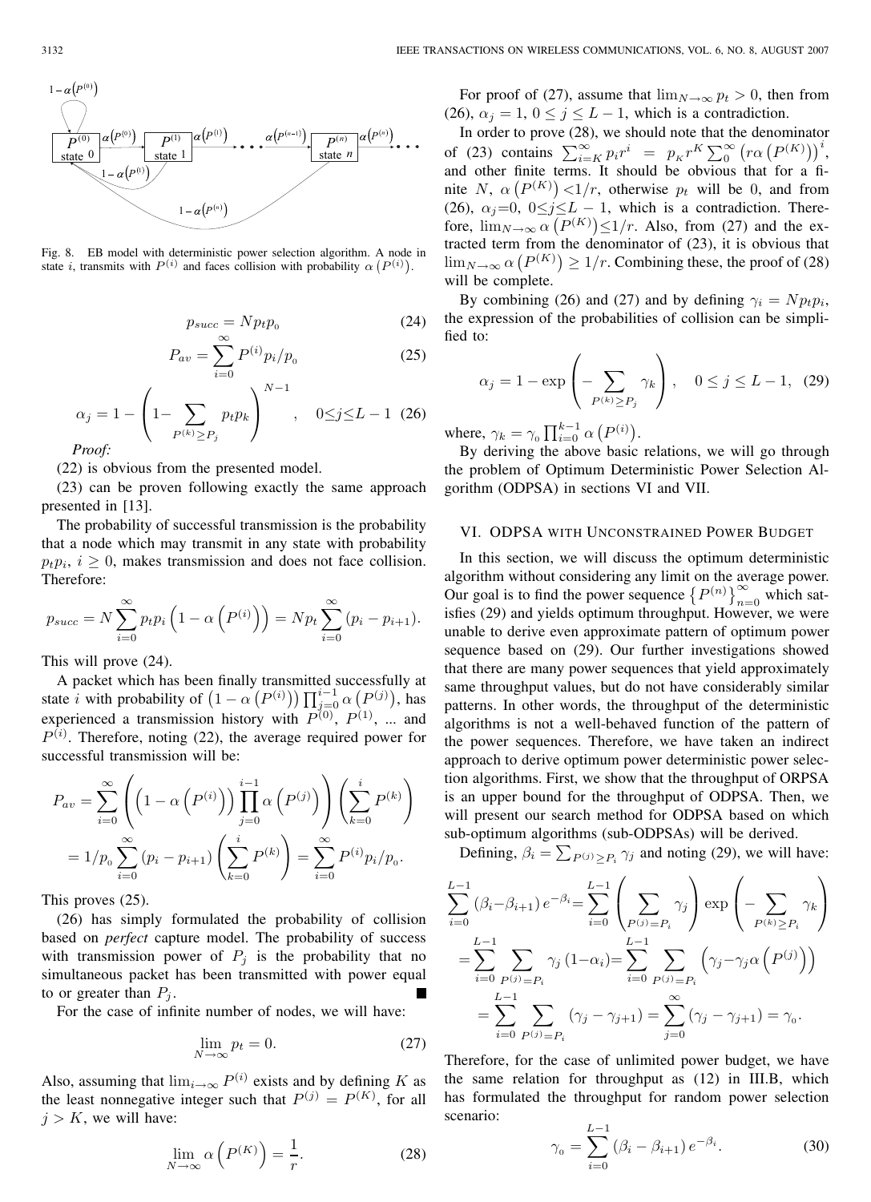Fig. 8. EB model with deterministic power selection algorithm. A node in state $i$, transmits with $P^{(i)}$ and faces collision with probability $\alpha\left(P^{(i)}\right)$.

$$p_{succ} = Np_t p_0 \tag{24}$$

$$P_{av} = \sum_{i=0}^{\infty} P^{(i)} p_i / p_0 \tag{25}$$

$$\alpha_j = 1 - \left(1 - \sum_{P^{(k)} \geq P_j} p_t p_k\right)^{N-1}, \quad 0 \leq j \leq L-1 \tag{26}$$

*Proof:*

(22) is obvious from the presented model.

(23) can be proven following exactly the same approach presented in [13].

The probability of successful transmission is the probability that a node which may transmit in any state with probability $p_t p_i$, $i \geq 0$, makes transmission and does not face collision. Therefore:

$$p_{succ} = N \sum_{i=0}^{\infty} p_t p_i \left(1 - \alpha\left(P^{(i)}\right)\right) = Np_t \sum_{i=0}^{\infty} (p_i - p_{i+1}).$$

This will prove (24).

A packet which has been finally transmitted successfully at state $i$ with probability of $\left(1 - \alpha\left(P^{(i)}\right)\right) \prod_{j=0}^{i-1} \alpha\left(P^{(j)}\right)$, has experienced a transmission history with $P^{(0)}$, $P^{(1)}$, ... and $P^{(i)}$. Therefore, noting (22), the average required power for successful transmission will be:

$$\begin{aligned} P_{av} &= \sum_{i=0}^{\infty} \left( \left(1 - \alpha\left(P^{(i)}\right)\right) \prod_{j=0}^{i-1} \alpha\left(P^{(j)}\right) \right) \left( \sum_{k=0}^{i} P^{(k)} \right) \\ &= 1/p_0 \sum_{i=0}^{\infty} (p_i - p_{i+1}) \left( \sum_{k=0}^{i} P^{(k)} \right) = \sum_{i=0}^{\infty} P^{(i)} p_i / p_0. \end{aligned}$$

This proves (25).

(26) has simply formulated the probability of collision based on *perfect* capture model. The probability of success with transmission power of $P_j$ is the probability that no simultaneous packet has been transmitted with power equal to or greater than $P_j$. ■

For the case of infinite number of nodes, we will have:

$$\lim_{N \to \infty} p_t = 0. \tag{27}$$

Also, assuming that $\lim_{i \to \infty} P^{(i)}$ exists and by defining $K$ as the least nonnegative integer such that $P^{(j)} = P^{(K)}$, for all $j > K$, we will have:

$$\lim_{N \to \infty} \alpha\left(P^{(K)}\right) = \frac{1}{r}. \tag{28}$$

For proof of (27), assume that $\lim_{N \to \infty} p_t > 0$, then from (26), $\alpha_j = 1$, $0 \leq j \leq L-1$, which is a contradiction.

In order to prove (28), we should note that the denominator of (23) contains $\sum_{i=K}^{\infty} p_i r^i = p_K r^K \sum_0^{\infty} \left(r\alpha\left(P^{(K)}\right)\right)^i$, and other finite terms. It should be obvious that for a finite $N$, $\alpha\left(P^{(K)}\right) < 1/r$, otherwise $p_t$ will be 0, and from (26), $\alpha_j = 0$, $0 \leq j \leq L-1$, which is a contradiction. Therefore, $\lim_{N \to \infty} \alpha\left(P^{(K)}\right) \leq 1/r$. Also, from (27) and the extracted term from the denominator of (23), it is obvious that $\lim_{N \to \infty} \alpha\left(P^{(K)}\right) \geq 1/r$. Combining these, the proof of (28) will be complete.

By combining (26) and (27) and by defining $\gamma_i = Np_t p_i$, the expression of the probabilities of collision can be simplified to:

$$\alpha_j = 1 - \exp\left(-\sum_{P^{(k)} \geq P_j} \gamma_k\right), \quad 0 \leq j \leq L-1, \tag{29}$$

where, $\gamma_k = \gamma_0 \prod_{i=0}^{k-1} \alpha\left(P^{(i)}\right)$.

By deriving the above basic relations, we will go through the problem of Optimum Deterministic Power Selection Algorithm (ODPSA) in sections VI and VII.

## VI. ODPSA with Unconstrained Power Budget

In this section, we will discuss the optimum deterministic algorithm without considering any limit on the average power. Our goal is to find the power sequence $\left\{P^{(n)}\right\}_{n=0}^{\infty}$ which satisfies (29) and yields optimum throughput. However, we were unable to derive even approximate pattern of optimum power sequence based on (29). Our further investigations showed that there are many power sequences that yield approximately same throughput values, but do not have considerably similar patterns. In other words, the throughput of the deterministic algorithms is not a well-behaved function of the pattern of the power sequences. Therefore, we have taken an indirect approach to derive optimum power deterministic power selection algorithms. First, we show that the throughput of ORPSA is an upper bound for the throughput of ODPSA. Then, we will present our search method for ODPSA based on which sub-optimum algorithms (sub-ODPSAs) will be derived.

Defining, $\beta_i = \sum_{P^{(j)} \geq P_i} \gamma_j$ and noting (29), we will have:

$$\begin{aligned} \sum_{i=0}^{L-1} (\beta_i - \beta_{i+1}) e^{-\beta_i} &= \sum_{i=0}^{L-1} \left( \sum_{P^{(j)} = P_i} \gamma_j \right) \exp\left( -\sum_{P^{(k)} \geq P_i} \gamma_k \right) \\ &= \sum_{i=0}^{L-1} \sum_{P^{(j)} = P_i} \gamma_j (1 - \alpha_i) = \sum_{i=0}^{L-1} \sum_{P^{(j)} = P_i} \left( \gamma_j - \gamma_j \alpha\left(P^{(j)}\right) \right) \\ &= \sum_{i=0}^{L-1} \sum_{P^{(j)} = P_i} (\gamma_j - \gamma_{j+1}) = \sum_{j=0}^{\infty} (\gamma_j - \gamma_{j+1}) = \gamma_0. \end{aligned}$$

Therefore, for the case of unlimited power budget, we have the same relation for throughput as (12) in III.B, which has formulated the throughput for random power selection scenario:

$$\gamma_0 = \sum_{i=0}^{L-1} (\beta_i - \beta_{i+1}) e^{-\beta_i}. \tag{30}$$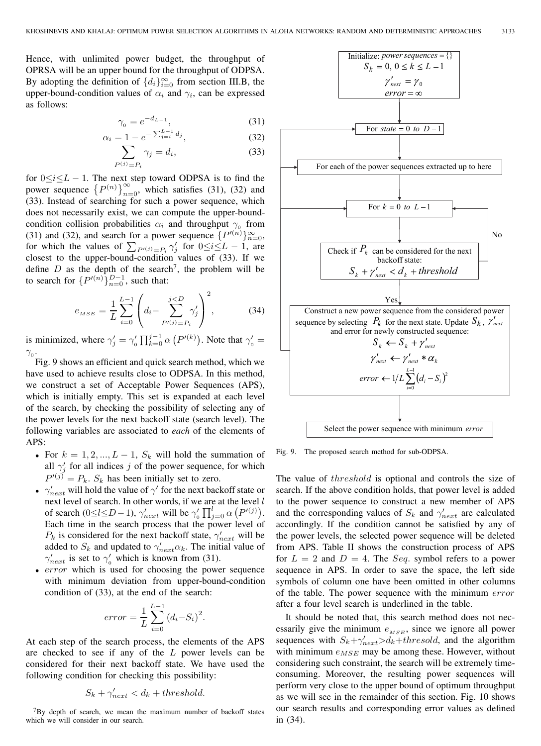Hence, with unlimited power budget, the throughput of OPRSA will be an upper bound for the throughput of ODPSA. By adopting the definition of $\{d_i\}_{i=0}^{\infty}$ from section III.B, the upper-bound-condition values of $\alpha_i$ and $\gamma_i$, can be expressed as follows:

$$\gamma_0 = e^{-d_{L-1}}, \tag{31}$$

$$\alpha_i = 1 - e^{-\sum_{j=i}^{L-1} d_j}, \tag{32}$$

$$\sum_{P^{(j)}=P_i} \gamma_j = d_i, \tag{33}$$

for $0 \le i \le L-1$. The next step toward ODPSA is to find the power sequence $\{P^{(n)}\}_{n=0}^{\infty}$, which satisfies (31), (32) and (33). Instead of searching for such a power sequence, which does not necessarily exist, we can compute the upper-bound-condition collision probabilities $\alpha_i$ and throughput $\gamma_0$ from (31) and (32), and search for a power sequence $\{P'^{(n)}\}_{n=0}^{\infty}$, for which the values of $\sum_{P'^{(j)}=P_i} \gamma'_j$ for $0 \le i \le L-1$, are closest to the upper-bound-condition values of (33). If we define $D$ as the depth of the search[7], the problem will be to search for $\{P'^{(n)}\}_{n=0}^{D-1}$, such that:

$$e_{MSE} = \frac{1}{L} \sum_{i=0}^{L-1} \left( d_i - \sum_{P'^{(j)}=P_i}^{j<D} \gamma'_j \right)^2, \tag{34}$$

is minimized, where $\gamma'_j = \gamma'_0 \prod_{k=0}^{j-1} \alpha\left(P'^{(k)}\right)$. Note that $\gamma'_0 = \gamma_0$.

Fig. 9 shows an efficient and quick search method, which we have used to achieve results close to ODPSA. In this method, we construct a set of Acceptable Power Sequences (APS), which is initially empty. This set is expanded at each level of the search, by checking the possibility of selecting any of the power levels for the next backoff state (search level). The following variables are associated to *each* of the elements of APS:

- For $k = 1, 2, ..., L-1$, $S_k$ will hold the summation of all $\gamma'_j$ for all indices $j$ of the power sequence, for which $P'^{(j)} = P_k$. $S_k$ has been initially set to zero.
- $\gamma'_{next}$ will hold the value of $\gamma'$ for the next backoff state or next level of search. In other words, if we are at the level $l$ of search ($0 \le l \le D-1$), $\gamma'_{next}$ will be $\gamma'_0 \prod_{j=0}^{l} \alpha\left(P'^{(j)}\right)$. Each time in the search process that the power level of $P_k$ is considered for the next backoff state, $\gamma'_{next}$ will be added to $S_k$ and updated to $\gamma'_{next}\alpha_k$. The initial value of $\gamma'_{next}$ is set to $\gamma'_0$ which is known from (31).
- *error* which is used for choosing the power sequence with minimum deviation from upper-bound-condition condition of (33), at the end of the search:

$$error = \frac{1}{L} \sum_{i=0}^{L-1} (d_i - S_i)^2.$$

At each step of the search process, the elements of the APS are checked to see if any of the $L$ power levels can be considered for their next backoff state. We have used the following condition for checking this possibility:

$$S_k + \gamma'_{next} < d_k + threshold.$$

[7] By depth of search, we mean the maximum number of backoff states which we will consider in our search.

Initialize: $power\ sequences = \{\}$
$S_k = 0,\ 0 \le k \le L-1$
$\gamma'_{next} = \gamma_0$
$error = \infty$

For $state = 0$ *to* $D-1$

For each of the power sequences extracted up to here

For $k = 0$ *to* $L-1$

Check if $P_k$ can be considered for the next backoff state:
$S_k + \gamma'_{next} < d_k + threshold$

No / Yes

Construct a new power sequence from the considered power sequence by selecting $P_k$ for the next state. Update $S_k$, $\gamma'_{next}$ and error for newly constructed sequence:
$S_k \leftarrow S_k + \gamma'_{next}$
$\gamma'_{next} \leftarrow \gamma'_{next} * \alpha_k$
$error \leftarrow 1/L \sum_{i=0}^{L-1} (d_i - S_i)^2$

Select the power sequence with minimum *error*

Fig. 9. The proposed search method for sub-ODPSA.

The value of $threshold$ is optional and controls the size of search. If the above condition holds, that power level is added to the power sequence to construct a new member of APS and the corresponding values of $S_k$ and $\gamma'_{next}$ are calculated accordingly. If the condition cannot be satisfied by any of the power levels, the selected power sequence will be deleted from APS. Table II shows the construction process of APS for $L = 2$ and $D = 4$. The $Seq.$ symbol refers to a power sequence in APS. In order to save the space, the left side symbols of column one have been omitted in other columns of the table. The power sequence with the minimum $error$ after a four level search is underlined in the table.

It should be noted that, this search method does not necessarily give the minimum $e_{MSE}$, since we ignore all power sequences with $S_k + \gamma'_{next} > d_k + thresold$, and the algorithm with minimum $e_{MSE}$ may be among these. However, without considering such constraint, the search will be extremely time-consuming. Moreover, the resulting power sequences will perform very close to the upper bound of optimum throughput as we will see in the remainder of this section. Fig. 10 shows our search results and corresponding error values as defined in (34).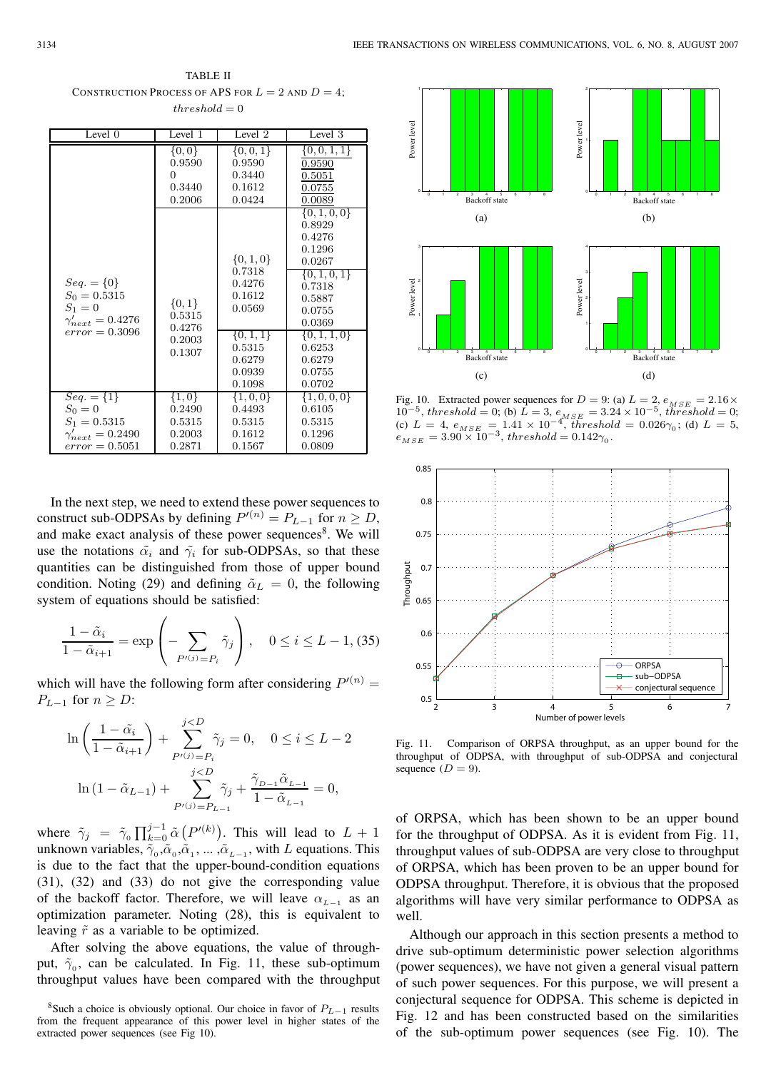TABLE II
CONSTRUCTION PROCESS OF APS FOR $L = 2$ AND $D = 4$; $threshold = 0$

| Level 0 | Level 1 | Level 2 | Level 3 |
|---|---|---|---|
| $Seq. = \{0\}$<br>$S_0 = 0.5315$<br>$S_1 = 0$<br>$\gamma'_{next} = 0.4276$<br>$error = 0.3096$ | $\{0, 0\}$<br>0.9590<br>0<br>0.3440<br>0.2006 | $\{0, 0, 1\}$<br>0.9590<br>0.3440<br>0.1612<br>0.0424 | $\{0, 0, 1, 1\}$<br>0.9590<br>0.5051<br>0.0755<br>0.0089 |
| | $\{0, 1\}$<br>0.5315<br>0.4276<br>0.2003<br>0.1307 | $\{0, 1, 0\}$<br>0.7318<br>0.4276<br>0.1612<br>0.0569 | $\{0, 1, 0, 0\}$<br>0.8929<br>0.4276<br>0.1296<br>0.0267 |
| | | | $\{0, 1, 0, 1\}$<br>0.7318<br>0.5887<br>0.0755<br>0.0369 |
| | | $\{0, 1, 1\}$<br>0.5315<br>0.6279<br>0.0939<br>0.1098 | $\{0, 1, 1, 0\}$<br>0.6253<br>0.6279<br>0.0755<br>0.0702 |
| $Seq. = \{1\}$<br>$S_0 = 0$<br>$S_1 = 0.5315$<br>$\gamma'_{next} = 0.2490$<br>$error = 0.5051$ | $\{1, 0\}$<br>0.2490<br>0.5315<br>0.2003<br>0.2871 | $\{1, 0, 0\}$<br>0.4493<br>0.5315<br>0.1612<br>0.1567 | $\{1, 0, 0, 0\}$<br>0.6105<br>0.5315<br>0.1296<br>0.0809 |

In the next step, we need to extend these power sequences to construct sub-ODPSAs by defining $P'^{(n)} = P_{L-1}$ for $n \geq D$, and make exact analysis of these power sequences[8]. We will use the notations $\tilde{\alpha_i}$ and $\tilde{\gamma_i}$ for sub-ODPSAs, so that these quantities can be distinguished from those of upper bound condition. Noting (29) and defining $\tilde{\alpha}_L = 0$, the following system of equations should be satisfied:

$$\frac{1-\tilde{\alpha}_i}{1-\tilde{\alpha}_{i+1}} = \exp\left(-\sum_{P'^{(j)}=P_i} \tilde{\gamma}_j\right), \quad 0 \leq i \leq L-1, \tag{35}$$

which will have the following form after considering $P'^{(n)} = P_{L-1}$ for $n \geq D$:

$$\ln\left(\frac{1-\tilde{\alpha}_i}{1-\tilde{\alpha}_{i+1}}\right) + \sum_{P'^{(j)}=P_i}^{j<D} \tilde{\gamma}_j = 0, \quad 0 \leq i \leq L-2$$

$$\ln\left(1-\tilde{\alpha}_{L-1}\right) + \sum_{P'^{(j)}=P_{L-1}}^{j<D} \tilde{\gamma}_j + \frac{\tilde{\gamma}_{D-1}\tilde{\alpha}_{L-1}}{1-\tilde{\alpha}_{L-1}} = 0,$$

where $\tilde{\gamma}_j = \tilde{\gamma}_0 \prod_{k=0}^{j-1} \tilde{\alpha}\left(P'^{(k)}\right)$. This will lead to $L+1$ unknown variables, $\tilde{\gamma}_0, \tilde{\alpha}_0, \tilde{\alpha}_1, \ldots, \tilde{\alpha}_{L-1}$, with $L$ equations. This is due to the fact that the upper-bound-condition equations (31), (32) and (33) do not give the corresponding value of the backoff factor. Therefore, we will leave $\alpha_{L-1}$ as an optimization parameter. Noting (28), this is equivalent to leaving $\tilde{r}$ as a variable to be optimized.

After solving the above equations, the value of throughput, $\tilde{\gamma}_0$, can be calculated. In Fig. 11, these sub-optimum throughput values have been compared with the throughput of ORPSA, which has been shown to be an upper bound for the throughput of ODPSA. As it is evident from Fig. 11, throughput values of sub-ODPSA are very close to throughput of ORPSA, which has been proven to be an upper bound for ODPSA throughput. Therefore, it is obvious that the proposed algorithms will have very similar performance to ODPSA as well.

Although our approach in this section presents a method to drive sub-optimum deterministic power selection algorithms (power sequences), we have not given a general visual pattern of such power sequences. For this purpose, we will present a conjectural sequence for ODPSA. This scheme is depicted in Fig. 12 and has been constructed based on the similarities of the sub-optimum power sequences (see Fig. 10). The

[8]Such a choice is obviously optional. Our choice in favor of $P_{L-1}$ results from the frequent appearance of this power level in higher states of the extracted power sequences (see Fig 10).

Fig. 10. Extracted power sequences for $D = 9$: (a) $L = 2$, $e_{MSE} = 2.16 \times 10^{-5}$, $threshold = 0$; (b) $L = 3$, $e_{MSE} = 3.24 \times 10^{-5}$, $threshold = 0$; (c) $L = 4$, $e_{MSE} = 1.41 \times 10^{-4}$, $threshold = 0.026\gamma_0$; (d) $L = 5$, $e_{MSE} = 3.90 \times 10^{-3}$, $threshold = 0.142\gamma_0$.

Fig. 11. Comparison of ORPSA throughput, as an upper bound for the throughput of ODPSA, with throughput of sub-ODPSA and conjectural sequence ($D = 9$).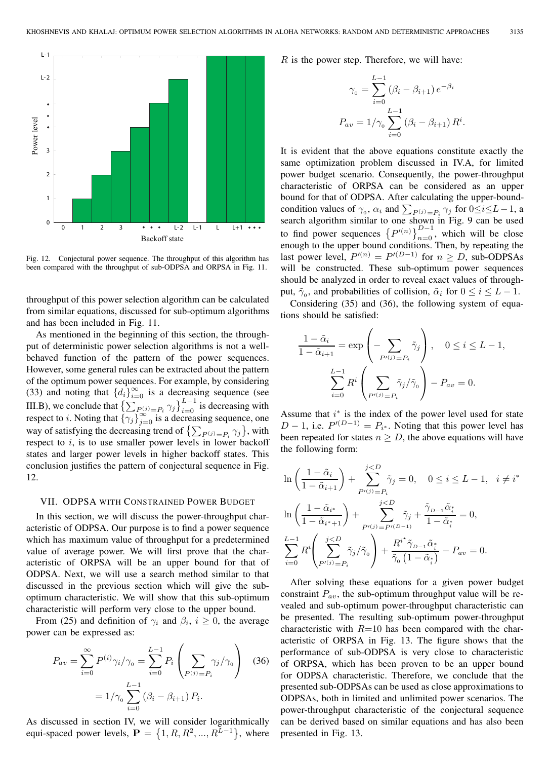Fig. 12. Conjectural power sequence. The throughput of this algorithm has been compared with the throughput of sub-ODPSA and ORPSA in Fig. 11.

throughput of this power selection algorithm can be calculated from similar equations, discussed for sub-optimum algorithms and has been included in Fig. 11.

As mentioned in the beginning of this section, the throughput of deterministic power selection algorithms is not a well-behaved function of the pattern of the power sequences. However, some general rules can be extracted about the pattern of the optimum power sequences. For example, by considering (33) and noting that $\{d_i\}_{i=0}^{\infty}$ is a decreasing sequence (see III.B), we conclude that $\left\{\sum_{P^{(j)}=P_i}\gamma_j\right\}_{i=0}^{L-1}$ is decreasing with respect to $i$. Noting that $\{\gamma_j\}_{j=0}^{\infty}$ is a decreasing sequence, one way of satisfying the decreasing trend of $\left\{\sum_{P^{(j)}=P_i}\gamma_j\right\}$, with respect to $i$, is to use smaller power levels in lower backoff states and larger power levels in higher backoff states. This conclusion justifies the pattern of conjectural sequence in Fig. 12.

## VII. ODPSA with Constrained Power Budget

In this section, we will discuss the power-throughput characteristic of ODPSA. Our purpose is to find a power sequence which has maximum value of throughput for a predetermined value of average power. We will first prove that the characteristic of ORPSA will be an upper bound for that of ODPSA. Next, we will use a search method similar to that discussed in the previous section which will give the sub-optimum characteristic. We will show that this sub-optimum characteristic will perform very close to the upper bound.

From (25) and definition of $\gamma_i$ and $\beta_i$, $i \geq 0$, the average power can be expressed as:

$$P_{av} = \sum_{i=0}^{\infty} P^{(i)}\gamma_i/\gamma_{\scriptscriptstyle 0} = \sum_{i=0}^{L-1} P_i\left(\sum_{P^{(j)}=P_i}\gamma_j/\gamma_{\scriptscriptstyle 0}\right) \quad (36)$$

$$= 1/\gamma_{\scriptscriptstyle 0}\sum_{i=0}^{L-1}\left(\beta_i - \beta_{i+1}\right)P_i.$$

As discussed in section IV, we will consider logarithmically equi-spaced power levels, $\mathbf{P} = \{1, R, R^2, ..., R^{L-1}\}$, where $R$ is the power step. Therefore, we will have:

$$\gamma_{\scriptscriptstyle 0} = \sum_{i=0}^{L-1}\left(\beta_i - \beta_{i+1}\right)e^{-\beta_i}$$

$$P_{av} = 1/\gamma_{\scriptscriptstyle 0}\sum_{i=0}^{L-1}\left(\beta_i - \beta_{i+1}\right)R^i.$$

It is evident that the above equations constitute exactly the same optimization problem discussed in IV.A, for limited power budget scenario. Consequently, the power-throughput characteristic of ORPSA can be considered as an upper bound for that of ODPSA. After calculating the upper-bound-condition values of $\gamma_{\scriptscriptstyle 0}$, $\alpha_i$ and $\sum_{P^{(j)}=P_i}\gamma_j$ for $0 \leq i \leq L-1$, a search algorithm similar to one shown in Fig. 9 can be used to find power sequences $\left\{P'^{(n)}\right\}_{n=0}^{D-1}$, which will be close enough to the upper bound conditions. Then, by repeating the last power level, $P'^{(n)} = P'^{(D-1)}$ for $n \geq D$, sub-ODPSAs will be constructed. These sub-optimum power sequences should be analyzed in order to reveal exact values of throughput, $\tilde{\gamma}_{\scriptscriptstyle 0}$, and probabilities of collision, $\tilde{\alpha}_i$ for $0 \leq i \leq L-1$.

Considering (35) and (36), the following system of equations should be satisfied:

$$\frac{1-\tilde{\alpha}_i}{1-\tilde{\alpha}_{i+1}} = \exp\left(-\sum_{P'^{(j)}=P_i}\tilde{\gamma}_j\right), \quad 0 \leq i \leq L-1,$$

$$\sum_{i=0}^{L-1}R^i\left(\sum_{P'^{(j)}=P_i}\tilde{\gamma}_j/\tilde{\gamma}_{\scriptscriptstyle 0}\right) - P_{av} = 0.$$

Assume that $i^*$ is the index of the power level used for state $D-1$, i.e. $P'^{(D-1)} = P_{i^*}$. Noting that this power level has been repeated for states $n \geq D$, the above equations will have the following form:

$$\ln\left(\frac{1-\tilde{\alpha}_i}{1-\tilde{\alpha}_{i+1}}\right) + \sum_{P'^{(j)}=P_i}^{j<D}\tilde{\gamma}_j = 0, \quad 0 \leq i \leq L-1, \quad i \neq i^*$$

$$\ln\left(\frac{1-\tilde{\alpha}_{i^*}}{1-\tilde{\alpha}_{i^*+1}}\right) + \sum_{P'^{(j)}=P'^{(D-1)}}^{j<D}\tilde{\gamma}_j + \frac{\tilde{\gamma}_{D-1}\tilde{\alpha}_i^*}{1-\tilde{\alpha}_i^*} = 0,$$

$$\sum_{i=0}^{L-1}R^i\left(\sum_{P'^{(j)}=P_i}^{j<D}\tilde{\gamma}_j/\tilde{\gamma}_{\scriptscriptstyle 0}\right) + \frac{R^{i^*}\tilde{\gamma}_{D-1}\tilde{\alpha}_i^*}{\tilde{\gamma}_{\scriptscriptstyle 0}\left(1-\tilde{\alpha}_i^*\right)} - P_{av} = 0.$$

After solving these equations for a given power budget constraint $P_{av}$, the sub-optimum throughput value will be revealed and sub-optimum power-throughput characteristic can be presented. The resulting sub-optimum power-throughput characteristic with $R$=10 has been compared with the characteristic of ORPSA in Fig. 13. The figure shows that the performance of sub-ODPSA is very close to characteristic of ORPSA, which has been proven to be an upper bound for ODPSA characteristic. Therefore, we conclude that the presented sub-ODPSAs can be used as close approximations to ODPSAs, both in limited and unlimited power scenarios. The power-throughput characteristic of the conjectural sequence can be derived based on similar equations and has also been presented in Fig. 13.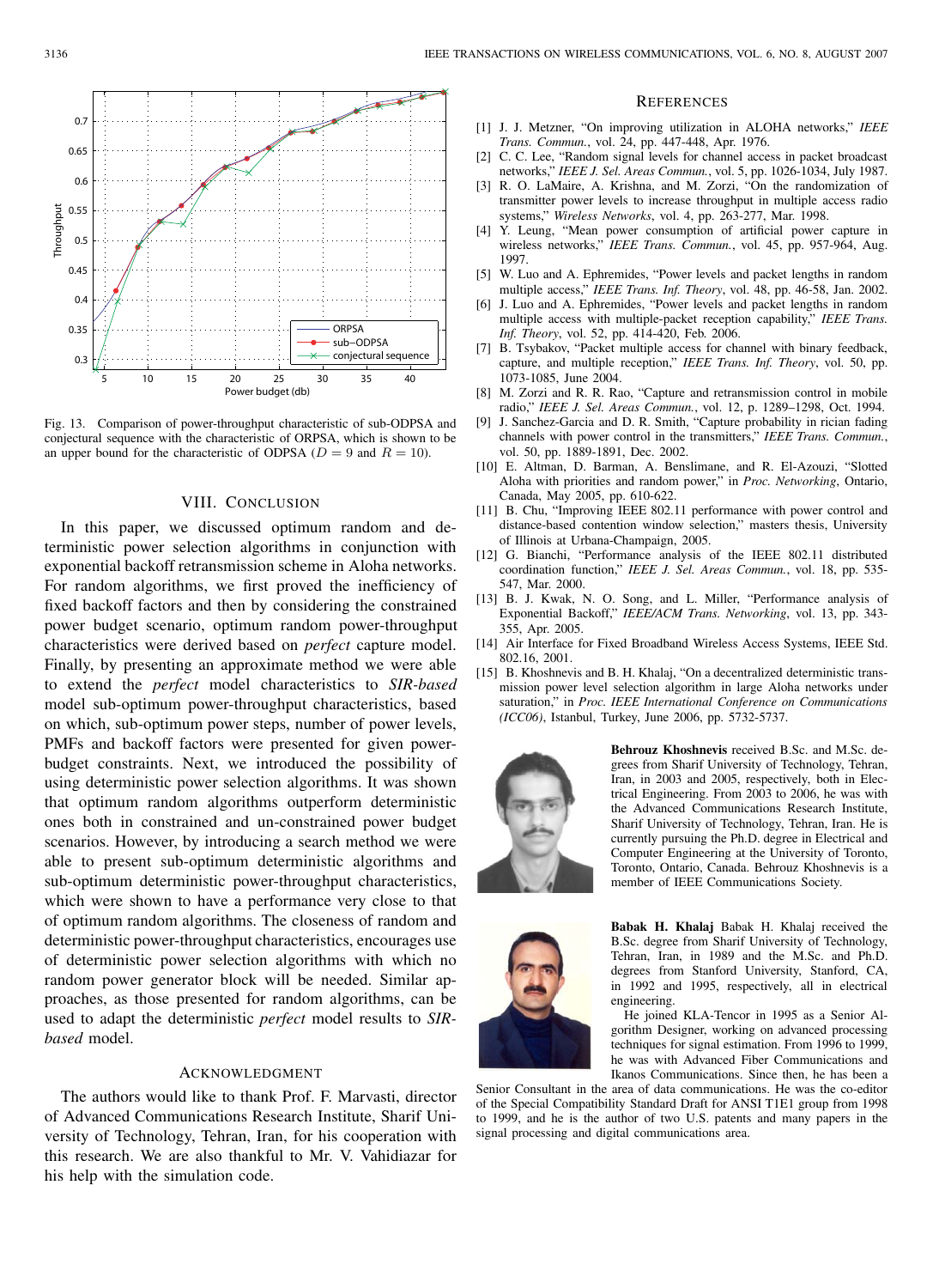Throughput

0.7
0.65
0.6
0.55
0.5
0.45
0.4
0.35
0.3

5 10 15 20 25 30 35 40

Power budget (db)

ORPSA
sub–ODPSA
conjectural sequence

Fig. 13. Comparison of power-throughput characteristic of sub-ODPSA and conjectural sequence with the characteristic of ORPSA, which is shown to be an upper bound for the characteristic of ODPSA ($D = 9$ and $R = 10$).

## VIII. Conclusion

In this paper, we discussed optimum random and deterministic power selection algorithms in conjunction with exponential backoff retransmission scheme in Aloha networks. For random algorithms, we first proved the inefficiency of fixed backoff factors and then by considering the constrained power budget scenario, optimum random power-throughput characteristics were derived based on *perfect* capture model. Finally, by presenting an approximate method we were able to extend the *perfect* model characteristics to *SIR-based* model sub-optimum power-throughput characteristics, based on which, sub-optimum power steps, number of power levels, PMFs and backoff factors were presented for given power-budget constraints. Next, we introduced the possibility of using deterministic power selection algorithms. It was shown that optimum random algorithms outperform deterministic ones both in constrained and un-constrained power budget scenarios. However, by introducing a search method we were able to present sub-optimum deterministic algorithms and sub-optimum deterministic power-throughput characteristics, which were shown to have a performance very close to that of optimum random algorithms. The closeness of random and deterministic power-throughput characteristics, encourages use of deterministic power selection algorithms with which no random power generator block will be needed. Similar approaches, as those presented for random algorithms, can be used to adapt the deterministic *perfect* model results to *SIR-based* model.

## Acknowledgment

The authors would like to thank Prof. F. Marvasti, director of Advanced Communications Research Institute, Sharif University of Technology, Tehran, Iran, for his cooperation with this research. We are also thankful to Mr. V. Vahidiazar for his help with the simulation code.

## References

[1] J. J. Metzner, "On improving utilization in ALOHA networks," *IEEE Trans. Commun.*, vol. 24, pp. 447-448, Apr. 1976.

[2] C. C. Lee, "Random signal levels for channel access in packet broadcast networks," *IEEE J. Sel. Areas Commun.*, vol. 5, pp. 1026-1034, July 1987.

[3] R. O. LaMaire, A. Krishna, and M. Zorzi, "On the randomization of transmitter power levels to increase throughput in multiple access radio systems," *Wireless Networks*, vol. 4, pp. 263-277, Mar. 1998.

[4] Y. Leung, "Mean power consumption of artificial power capture in wireless networks," *IEEE Trans. Commun.*, vol. 45, pp. 957-964, Aug. 1997.

[5] W. Luo and A. Ephremides, "Power levels and packet lengths in random multiple access," *IEEE Trans. Inf. Theory*, vol. 48, pp. 46-58, Jan. 2002.

[6] J. Luo and A. Ephremides, "Power levels and packet lengths in random multiple access with multiple-packet reception capability," *IEEE Trans. Inf. Theory*, vol. 52, pp. 414-420, Feb. 2006.

[7] B. Tsybakov, "Packet multiple access for channel with binary feedback, capture, and multiple reception," *IEEE Trans. Inf. Theory*, vol. 50, pp. 1073-1085, June 2004.

[8] M. Zorzi and R. R. Rao, "Capture and retransmission control in mobile radio," *IEEE J. Sel. Areas Commun.*, vol. 12, p. 1289–1298, Oct. 1994.

[9] J. Sanchez-Garcia and D. R. Smith, "Capture probability in rician fading channels with power control in the transmitters," *IEEE Trans. Commun.*, vol. 50, pp. 1889-1891, Dec. 2002.

[10] E. Altman, D. Barman, A. Benslimane, and R. El-Azouzi, "Slotted Aloha with priorities and random power," in *Proc. Networking*, Ontario, Canada, May 2005, pp. 610-622.

[11] B. Chu, "Improving IEEE 802.11 performance with power control and distance-based contention window selection," masters thesis, University of Illinois at Urbana-Champaign, 2005.

[12] G. Bianchi, "Performance analysis of the IEEE 802.11 distributed coordination function," *IEEE J. Sel. Areas Commun.*, vol. 18, pp. 535-547, Mar. 2000.

[13] B. J. Kwak, N. O. Song, and L. Miller, "Performance analysis of Exponential Backoff," *IEEE/ACM Trans. Networking*, vol. 13, pp. 343-355, Apr. 2005.

[14] Air Interface for Fixed Broadband Wireless Access Systems, IEEE Std. 802.16, 2001.

[15] B. Khoshnevis and B. H. Khalaj, "On a decentralized deterministic transmission power level selection algorithm in large Aloha networks under saturation," in *Proc. IEEE International Conference on Communications (ICC06)*, Istanbul, Turkey, June 2006, pp. 5732-5737.

**Behrouz Khoshnevis** received B.Sc. and M.Sc. degrees from Sharif University of Technology, Tehran, Iran, in 2003 and 2005, respectively, both in Electrical Engineering. From 2003 to 2006, he was with the Advanced Communications Research Institute, Sharif University of Technology, Tehran, Iran. He is currently pursuing the Ph.D. degree in Electrical and Computer Engineering at the University of Toronto, Toronto, Ontario, Canada. Behrouz Khoshnevis is a member of IEEE Communications Society.

**Babak H. Khalaj** Babak H. Khalaj received the B.Sc. degree from Sharif University of Technology, Tehran, Iran, in 1989 and the M.Sc. and Ph.D. degrees from Stanford University, Stanford, CA, in 1992 and 1995, respectively, all in electrical engineering.

He joined KLA-Tencor in 1995 as a Senior Algorithm Designer, working on advanced processing techniques for signal estimation. From 1996 to 1999, he was with Advanced Fiber Communications and Ikanos Communications. Since then, he has been a Senior Consultant in the area of data communications. He was the co-editor of the Special Compatibility Standard Draft for ANSI T1E1 group from 1998 to 1999, and he is the author of two U.S. patents and many papers in the signal processing and digital communications area.